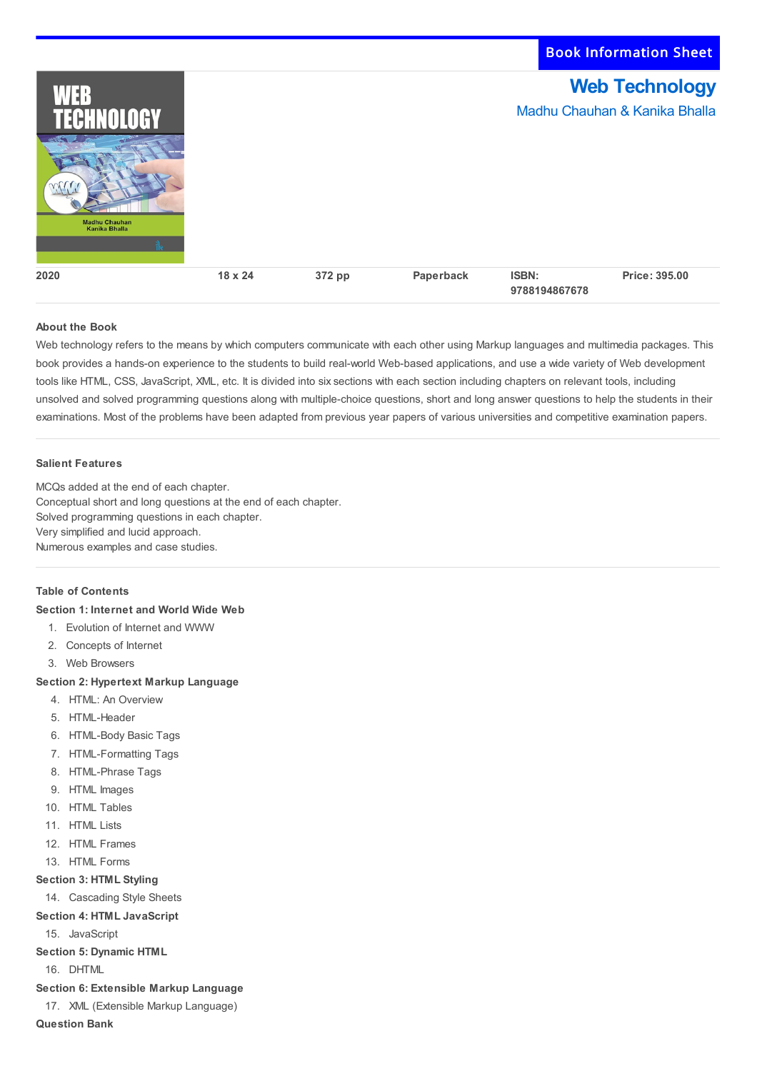Book Information Sheet

# Web Technology

Madhu Chauhan & Kanika Bhalla

| 2020 | 18 x 24 | 372 pp | Paperback | ISBN: 9788194867678 | Price: 395.00 |
|---|---|---|---|---|---|

**About the Book**

Web technology refers to the means by which computers communicate with each other using Markup languages and multimedia packages. This book provides a hands-on experience to the students to build real-world Web-based applications, and use a wide variety of Web development tools like HTML, CSS, JavaScript, XML, etc. It is divided into six sections with each section including chapters on relevant tools, including unsolved and solved programming questions along with multiple-choice questions, short and long answer questions to help the students in their examinations. Most of the problems have been adapted from previous year papers of various universities and competitive examination papers.

**Salient Features**

MCQs added at the end of each chapter.
Conceptual short and long questions at the end of each chapter.
Solved programming questions in each chapter.
Very simplified and lucid approach.
Numerous examples and case studies.

**Table of Contents**

**Section 1: Internet and World Wide Web**

1. Evolution of Internet and WWW
2. Concepts of Internet
3. Web Browsers

**Section 2: Hypertext Markup Language**

4. HTML: An Overview
5. HTML-Header
6. HTML-Body Basic Tags
7. HTML-Formatting Tags
8. HTML-Phrase Tags
9. HTML Images
10. HTML Tables
11. HTML Lists
12. HTML Frames
13. HTML Forms

**Section 3: HTML Styling**

14. Cascading Style Sheets

**Section 4: HTML JavaScript**

15. JavaScript

**Section 5: Dynamic HTML**

16. DHTML

**Section 6: Extensible Markup Language**

17. XML (Extensible Markup Language)

**Question Bank**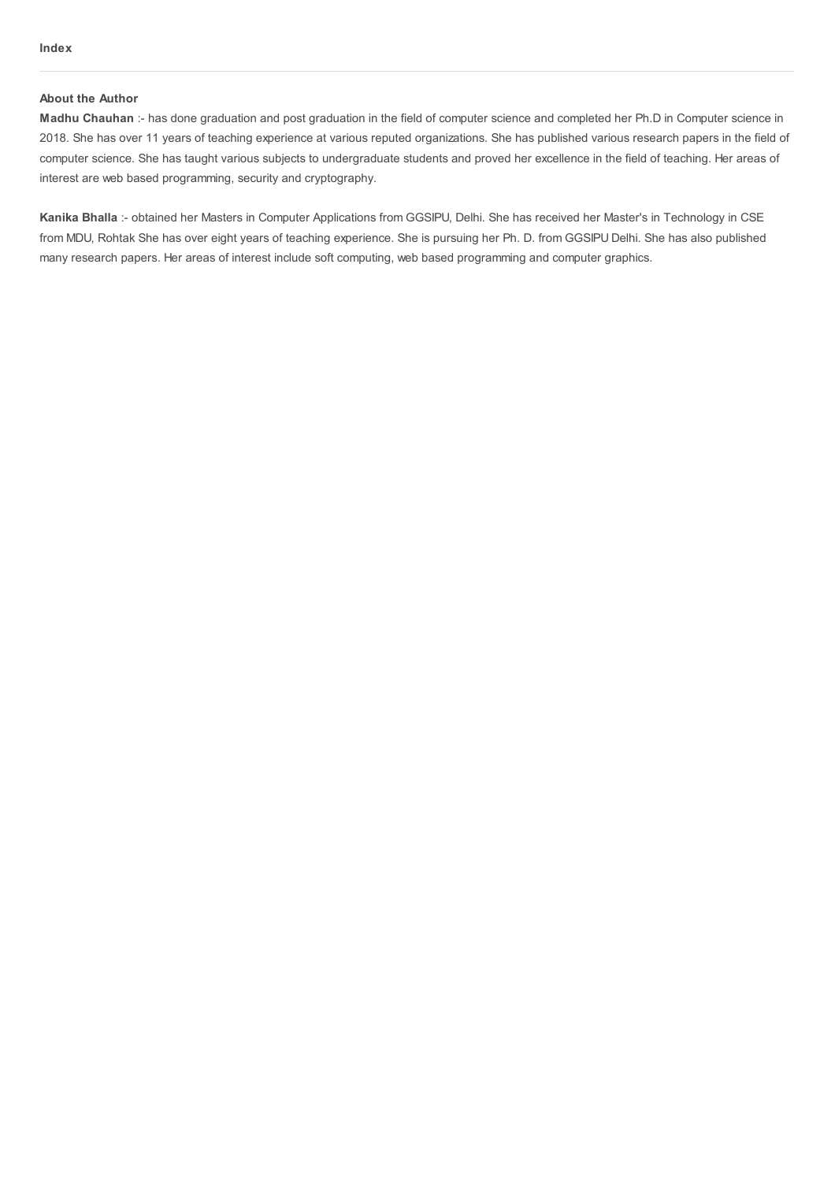**Index**

---

**About the Author**

**Madhu Chauhan** :- has done graduation and post graduation in the field of computer science and completed her Ph.D in Computer science in 2018. She has over 11 years of teaching experience at various reputed organizations. She has published various research papers in the field of computer science. She has taught various subjects to undergraduate students and proved her excellence in the field of teaching. Her areas of interest are web based programming, security and cryptography.

**Kanika Bhalla** :- obtained her Masters in Computer Applications from GGSIPU, Delhi. She has received her Master's in Technology in CSE from MDU, Rohtak She has over eight years of teaching experience. She is pursuing her Ph. D. from GGSIPU Delhi. She has also published many research papers. Her areas of interest include soft computing, web based programming and computer graphics.